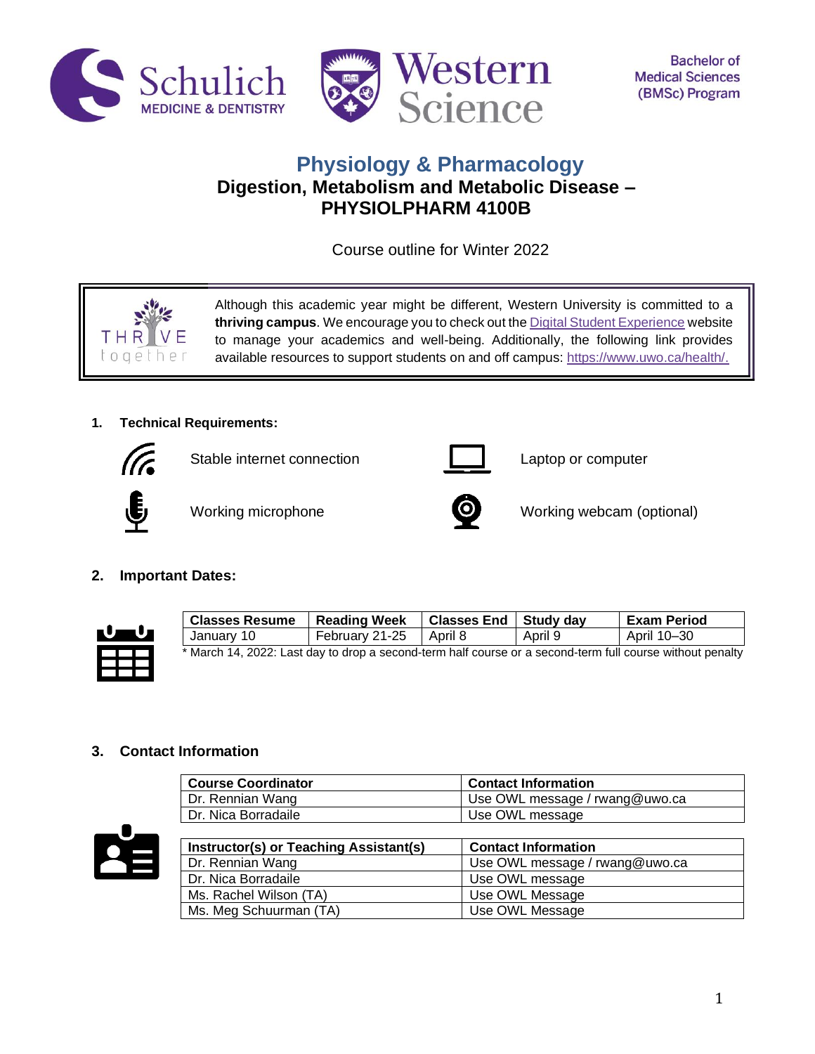Bachelor of Medical Sciences (BMSc) Program

# Physiology & Pharmacology

## Digestion, Metabolism and Metabolic Disease – PHYSIOLPHARM 4100B

Course outline for Winter 2022

Although this academic year might be different, Western University is committed to a **thriving campus**. We encourage you to check out the Digital Student Experience website to manage your academics and well-being. Additionally, the following link provides available resources to support students on and off campus: https://www.uwo.ca/health/.

### 1. Technical Requirements:

- Stable internet connection
- Laptop or computer
- Working microphone
- Working webcam (optional)

### 2. Important Dates:

| Classes Resume | Reading Week | Classes End | Study day | Exam Period |
|---|---|---|---|---|
| January 10 | February 21-25 | April 8 | April 9 | April 10–30 |

* March 14, 2022: Last day to drop a second-term half course or a second-term full course without penalty

### 3. Contact Information

| Course Coordinator | Contact Information |
|---|---|
| Dr. Rennian Wang | Use OWL message / rwang@uwo.ca |
| Dr. Nica Borradaile | Use OWL message |

| Instructor(s) or Teaching Assistant(s) | Contact Information |
|---|---|
| Dr. Rennian Wang | Use OWL message / rwang@uwo.ca |
| Dr. Nica Borradaile | Use OWL message |
| Ms. Rachel Wilson (TA) | Use OWL Message |
| Ms. Meg Schuurman (TA) | Use OWL Message |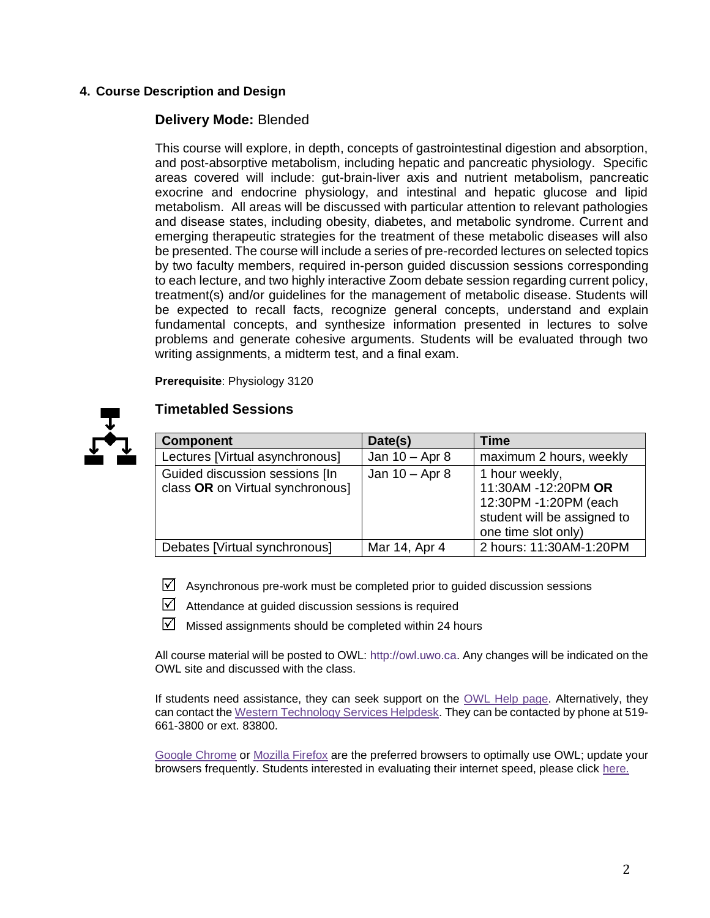## 4. Course Description and Design

### **Delivery Mode:** Blended

This course will explore, in depth, concepts of gastrointestinal digestion and absorption, and post-absorptive metabolism, including hepatic and pancreatic physiology. Specific areas covered will include: gut-brain-liver axis and nutrient metabolism, pancreatic exocrine and endocrine physiology, and intestinal and hepatic glucose and lipid metabolism. All areas will be discussed with particular attention to relevant pathologies and disease states, including obesity, diabetes, and metabolic syndrome. Current and emerging therapeutic strategies for the treatment of these metabolic diseases will also be presented. The course will include a series of pre-recorded lectures on selected topics by two faculty members, required in-person guided discussion sessions corresponding to each lecture, and two highly interactive Zoom debate session regarding current policy, treatment(s) and/or guidelines for the management of metabolic disease. Students will be expected to recall facts, recognize general concepts, understand and explain fundamental concepts, and synthesize information presented in lectures to solve problems and generate cohesive arguments. Students will be evaluated through two writing assignments, a midterm test, and a final exam.

**Prerequisite**: Physiology 3120

### Timetabled Sessions

| Component | Date(s) | Time |
|---|---|---|
| Lectures [Virtual asynchronous] | Jan 10 – Apr 8 | maximum 2 hours, weekly |
| Guided discussion sessions [In class **OR** on Virtual synchronous] | Jan 10 – Apr 8 | 1 hour weekly, 11:30AM -12:20PM **OR** 12:30PM -1:20PM (each student will be assigned to one time slot only) |
| Debates [Virtual synchronous] | Mar 14, Apr 4 | 2 hours: 11:30AM-1:20PM |

- ☑ Asynchronous pre-work must be completed prior to guided discussion sessions
- ☑ Attendance at guided discussion sessions is required
- ☑ Missed assignments should be completed within 24 hours

All course material will be posted to OWL: http://owl.uwo.ca. Any changes will be indicated on the OWL site and discussed with the class.

If students need assistance, they can seek support on the OWL Help page. Alternatively, they can contact the Western Technology Services Helpdesk. They can be contacted by phone at 519-661-3800 or ext. 83800.

Google Chrome or Mozilla Firefox are the preferred browsers to optimally use OWL; update your browsers frequently. Students interested in evaluating their internet speed, please click here.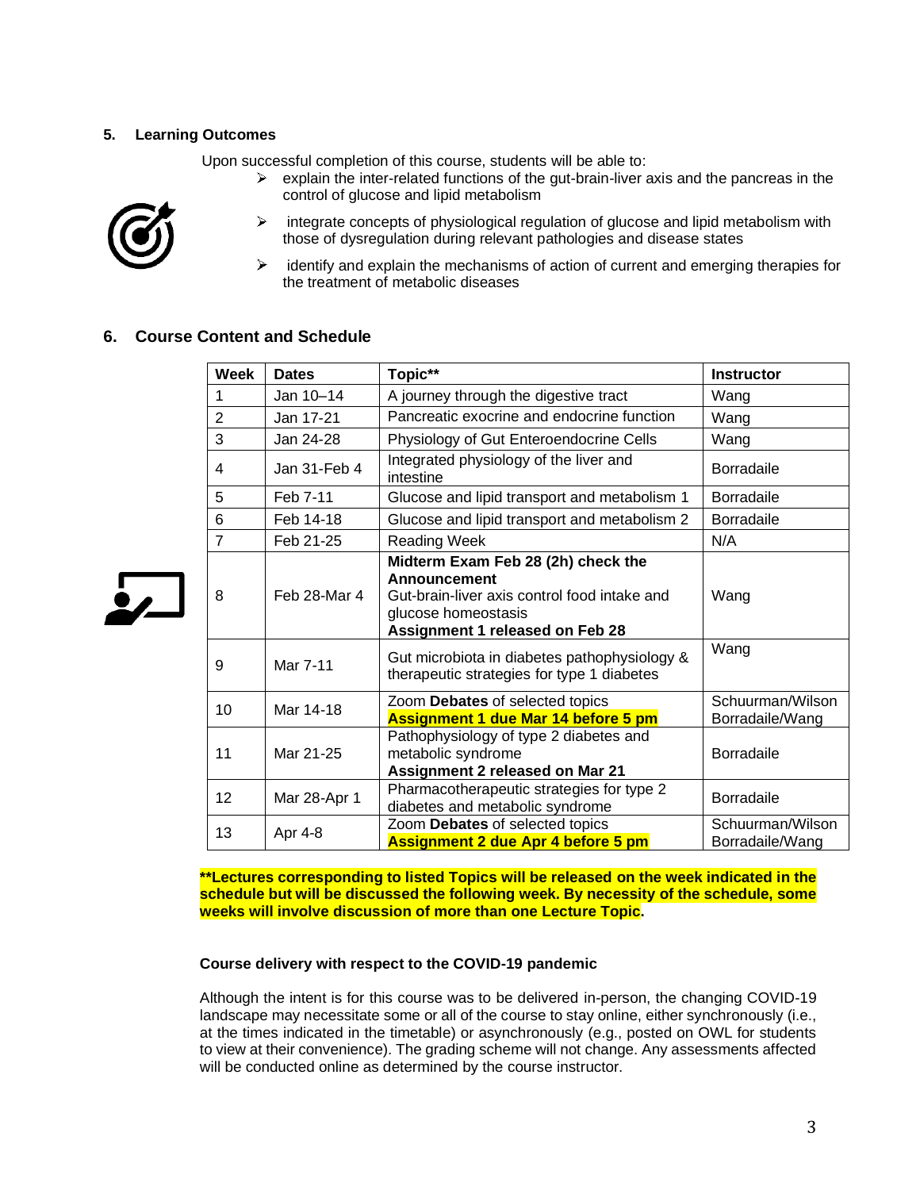## 5. Learning Outcomes

Upon successful completion of this course, students will be able to:

- explain the inter-related functions of the gut-brain-liver axis and the pancreas in the control of glucose and lipid metabolism
- integrate concepts of physiological regulation of glucose and lipid metabolism with those of dysregulation during relevant pathologies and disease states
- identify and explain the mechanisms of action of current and emerging therapies for the treatment of metabolic diseases

## 6. Course Content and Schedule

| Week | Dates | Topic** | Instructor |
|---|---|---|---|
| 1 | Jan 10–14 | A journey through the digestive tract | Wang |
| 2 | Jan 17-21 | Pancreatic exocrine and endocrine function | Wang |
| 3 | Jan 24-28 | Physiology of Gut Enteroendocrine Cells | Wang |
| 4 | Jan 31-Feb 4 | Integrated physiology of the liver and intestine | Borradaile |
| 5 | Feb 7-11 | Glucose and lipid transport and metabolism 1 | Borradaile |
| 6 | Feb 14-18 | Glucose and lipid transport and metabolism 2 | Borradaile |
| 7 | Feb 21-25 | Reading Week | N/A |
| 8 | Feb 28-Mar 4 | **Midterm Exam Feb 28 (2h) check the Announcement** Gut-brain-liver axis control food intake and glucose homeostasis **Assignment 1 released on Feb 28** | Wang |
| 9 | Mar 7-11 | Gut microbiota in diabetes pathophysiology & therapeutic strategies for type 1 diabetes | Wang |
| 10 | Mar 14-18 | Zoom **Debates** of selected topics **Assignment 1 due Mar 14 before 5 pm** | Schuurman/Wilson Borradaile/Wang |
| 11 | Mar 21-25 | Pathophysiology of type 2 diabetes and metabolic syndrome **Assignment 2 released on Mar 21** | Borradaile |
| 12 | Mar 28-Apr 1 | Pharmacotherapeutic strategies for type 2 diabetes and metabolic syndrome | Borradaile |
| 13 | Apr 4-8 | Zoom **Debates** of selected topics **Assignment 2 due Apr 4 before 5 pm** | Schuurman/Wilson Borradaile/Wang |

****Lectures corresponding to listed Topics will be released on the week indicated in the schedule but will be discussed the following week. By necessity of the schedule, some weeks will involve discussion of more than one Lecture Topic.**

**Course delivery with respect to the COVID-19 pandemic**

Although the intent is for this course was to be delivered in-person, the changing COVID-19 landscape may necessitate some or all of the course to stay online, either synchronously (i.e., at the times indicated in the timetable) or asynchronously (e.g., posted on OWL for students to view at their convenience). The grading scheme will not change. Any assessments affected will be conducted online as determined by the course instructor.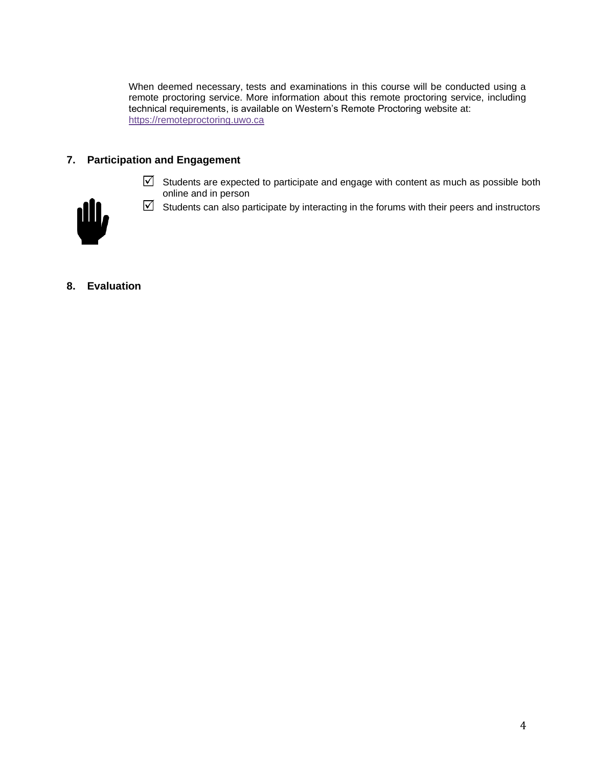When deemed necessary, tests and examinations in this course will be conducted using a remote proctoring service. More information about this remote proctoring service, including technical requirements, is available on Western's Remote Proctoring website at: https://remoteproctoring.uwo.ca

## 7. Participation and Engagement

- ☑ Students are expected to participate and engage with content as much as possible both online and in person
- ☑ Students can also participate by interacting in the forums with their peers and instructors

## 8. Evaluation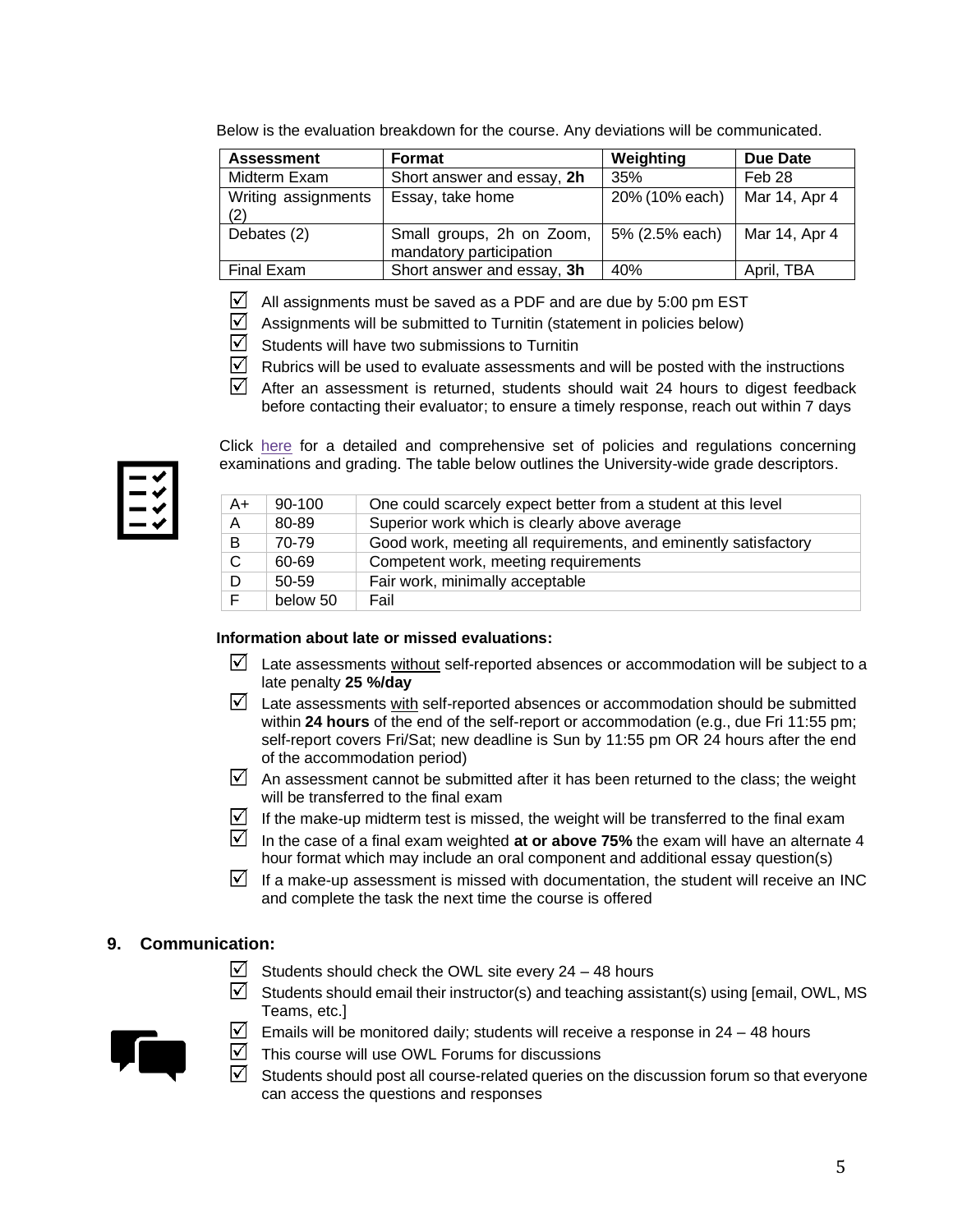Below is the evaluation breakdown for the course. Any deviations will be communicated.

| Assessment | Format | Weighting | Due Date |
|---|---|---|---|
| Midterm Exam | Short answer and essay, **2h** | 35% | Feb 28 |
| Writing assignments (2) | Essay, take home | 20% (10% each) | Mar 14, Apr 4 |
| Debates (2) | Small groups, 2h on Zoom, mandatory participation | 5% (2.5% each) | Mar 14, Apr 4 |
| Final Exam | Short answer and essay, **3h** | 40% | April, TBA |

- ☑ All assignments must be saved as a PDF and are due by 5:00 pm EST
- ☑ Assignments will be submitted to Turnitin (statement in policies below)
- ☑ Students will have two submissions to Turnitin
- ☑ Rubrics will be used to evaluate assessments and will be posted with the instructions
- ☑ After an assessment is returned, students should wait 24 hours to digest feedback before contacting their evaluator; to ensure a timely response, reach out within 7 days

Click here for a detailed and comprehensive set of policies and regulations concerning examinations and grading. The table below outlines the University-wide grade descriptors.

| | | |
|---|---|---|
| A+ | 90-100 | One could scarcely expect better from a student at this level |
| A | 80-89 | Superior work which is clearly above average |
| B | 70-79 | Good work, meeting all requirements, and eminently satisfactory |
| C | 60-69 | Competent work, meeting requirements |
| D | 50-59 | Fair work, minimally acceptable |
| F | below 50 | Fail |

**Information about late or missed evaluations:**

- ☑ Late assessments without self-reported absences or accommodation will be subject to a late penalty **25 %/day**
- ☑ Late assessments with self-reported absences or accommodation should be submitted within **24 hours** of the end of the self-report or accommodation (e.g., due Fri 11:55 pm; self-report covers Fri/Sat; new deadline is Sun by 11:55 pm OR 24 hours after the end of the accommodation period)
- ☑ An assessment cannot be submitted after it has been returned to the class; the weight will be transferred to the final exam
- ☑ If the make-up midterm test is missed, the weight will be transferred to the final exam
- ☑ In the case of a final exam weighted **at or above 75%** the exam will have an alternate 4 hour format which may include an oral component and additional essay question(s)
- ☑ If a make-up assessment is missed with documentation, the student will receive an INC and complete the task the next time the course is offered

## 9. Communication:

- ☑ Students should check the OWL site every 24 – 48 hours
- ☑ Students should email their instructor(s) and teaching assistant(s) using [email, OWL, MS Teams, etc.]
- ☑ Emails will be monitored daily; students will receive a response in 24 – 48 hours
- ☑ This course will use OWL Forums for discussions
- ☑ Students should post all course-related queries on the discussion forum so that everyone can access the questions and responses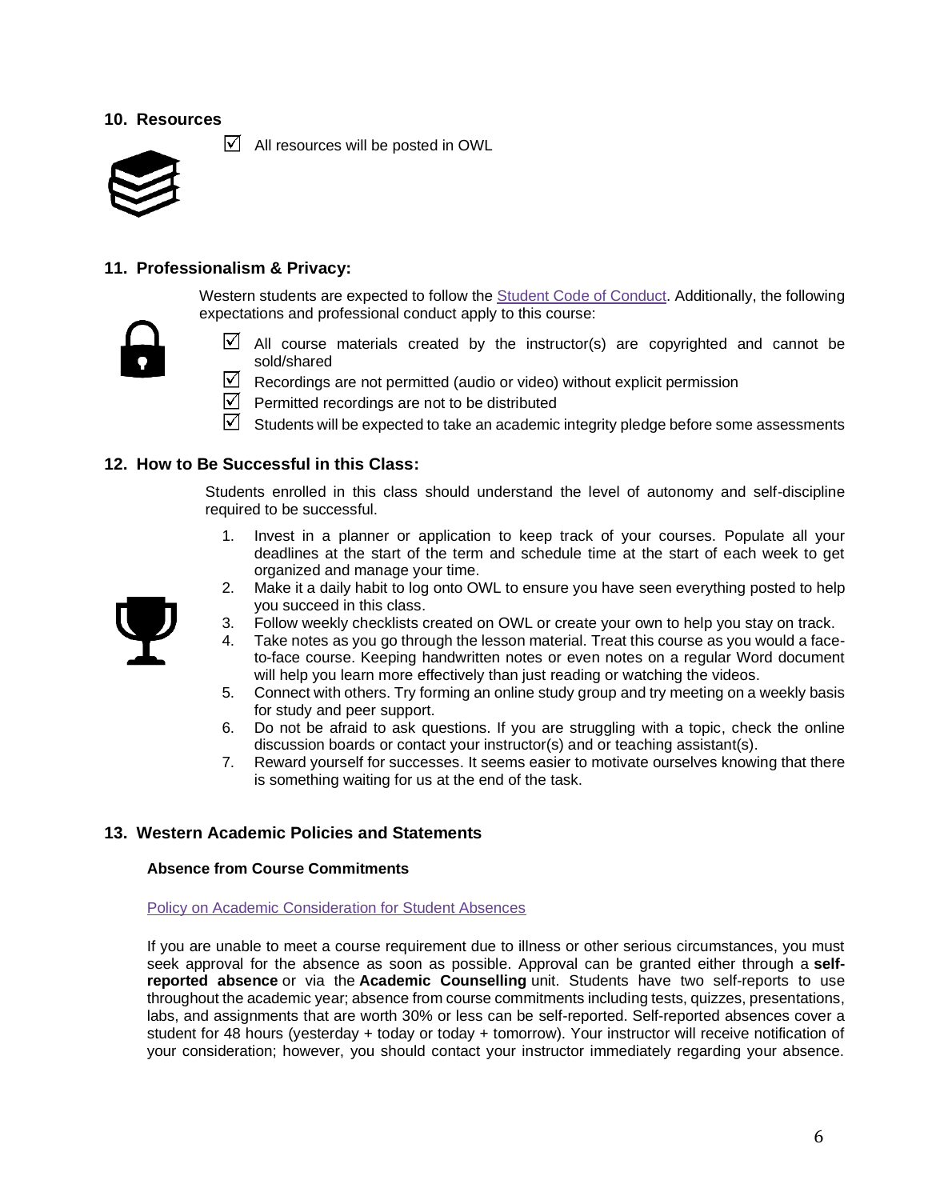## 10. Resources

- ☑ All resources will be posted in OWL

## 11. Professionalism & Privacy:

Western students are expected to follow the [Student Code of Conduct](). Additionally, the following expectations and professional conduct apply to this course:

- ☑ All course materials created by the instructor(s) are copyrighted and cannot be sold/shared
- ☑ Recordings are not permitted (audio or video) without explicit permission
- ☑ Permitted recordings are not to be distributed
- ☑ Students will be expected to take an academic integrity pledge before some assessments

## 12. How to Be Successful in this Class:

Students enrolled in this class should understand the level of autonomy and self-discipline required to be successful.

1. Invest in a planner or application to keep track of your courses. Populate all your deadlines at the start of the term and schedule time at the start of each week to get organized and manage your time.
2. Make it a daily habit to log onto OWL to ensure you have seen everything posted to help you succeed in this class.
3. Follow weekly checklists created on OWL or create your own to help you stay on track.
4. Take notes as you go through the lesson material. Treat this course as you would a face-to-face course. Keeping handwritten notes or even notes on a regular Word document will help you learn more effectively than just reading or watching the videos.
5. Connect with others. Try forming an online study group and try meeting on a weekly basis for study and peer support.
6. Do not be afraid to ask questions. If you are struggling with a topic, check the online discussion boards or contact your instructor(s) and or teaching assistant(s).
7. Reward yourself for successes. It seems easier to motivate ourselves knowing that there is something waiting for us at the end of the task.

## 13. Western Academic Policies and Statements

### Absence from Course Commitments

[Policy on Academic Consideration for Student Absences]()

If you are unable to meet a course requirement due to illness or other serious circumstances, you must seek approval for the absence as soon as possible. Approval can be granted either through a **self-reported absence** or via the **Academic Counselling** unit. Students have two self-reports to use throughout the academic year; absence from course commitments including tests, quizzes, presentations, labs, and assignments that are worth 30% or less can be self-reported. Self-reported absences cover a student for 48 hours (yesterday + today or today + tomorrow). Your instructor will receive notification of your consideration; however, you should contact your instructor immediately regarding your absence.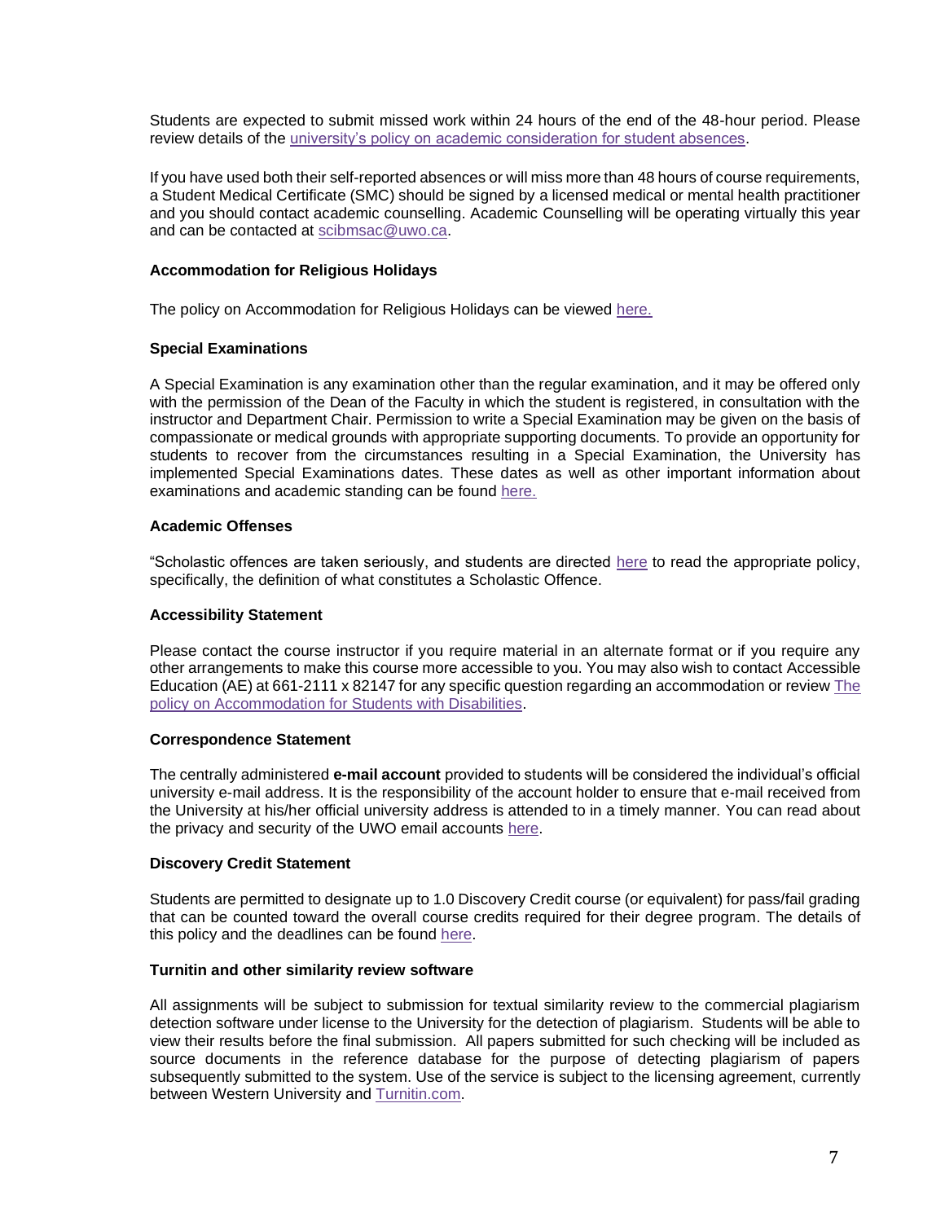Students are expected to submit missed work within 24 hours of the end of the 48-hour period. Please review details of the university's policy on academic consideration for student absences.

If you have used both their self-reported absences or will miss more than 48 hours of course requirements, a Student Medical Certificate (SMC) should be signed by a licensed medical or mental health practitioner and you should contact academic counselling. Academic Counselling will be operating virtually this year and can be contacted at scibmsac@uwo.ca.

**Accommodation for Religious Holidays**

The policy on Accommodation for Religious Holidays can be viewed here.

**Special Examinations**

A Special Examination is any examination other than the regular examination, and it may be offered only with the permission of the Dean of the Faculty in which the student is registered, in consultation with the instructor and Department Chair. Permission to write a Special Examination may be given on the basis of compassionate or medical grounds with appropriate supporting documents. To provide an opportunity for students to recover from the circumstances resulting in a Special Examination, the University has implemented Special Examinations dates. These dates as well as other important information about examinations and academic standing can be found here.

**Academic Offenses**

"Scholastic offences are taken seriously, and students are directed here to read the appropriate policy, specifically, the definition of what constitutes a Scholastic Offence.

**Accessibility Statement**

Please contact the course instructor if you require material in an alternate format or if you require any other arrangements to make this course more accessible to you. You may also wish to contact Accessible Education (AE) at 661-2111 x 82147 for any specific question regarding an accommodation or review The policy on Accommodation for Students with Disabilities.

**Correspondence Statement**

The centrally administered **e-mail account** provided to students will be considered the individual's official university e-mail address. It is the responsibility of the account holder to ensure that e-mail received from the University at his/her official university address is attended to in a timely manner. You can read about the privacy and security of the UWO email accounts here.

**Discovery Credit Statement**

Students are permitted to designate up to 1.0 Discovery Credit course (or equivalent) for pass/fail grading that can be counted toward the overall course credits required for their degree program. The details of this policy and the deadlines can be found here.

**Turnitin and other similarity review software**

All assignments will be subject to submission for textual similarity review to the commercial plagiarism detection software under license to the University for the detection of plagiarism. Students will be able to view their results before the final submission. All papers submitted for such checking will be included as source documents in the reference database for the purpose of detecting plagiarism of papers subsequently submitted to the system. Use of the service is subject to the licensing agreement, currently between Western University and Turnitin.com.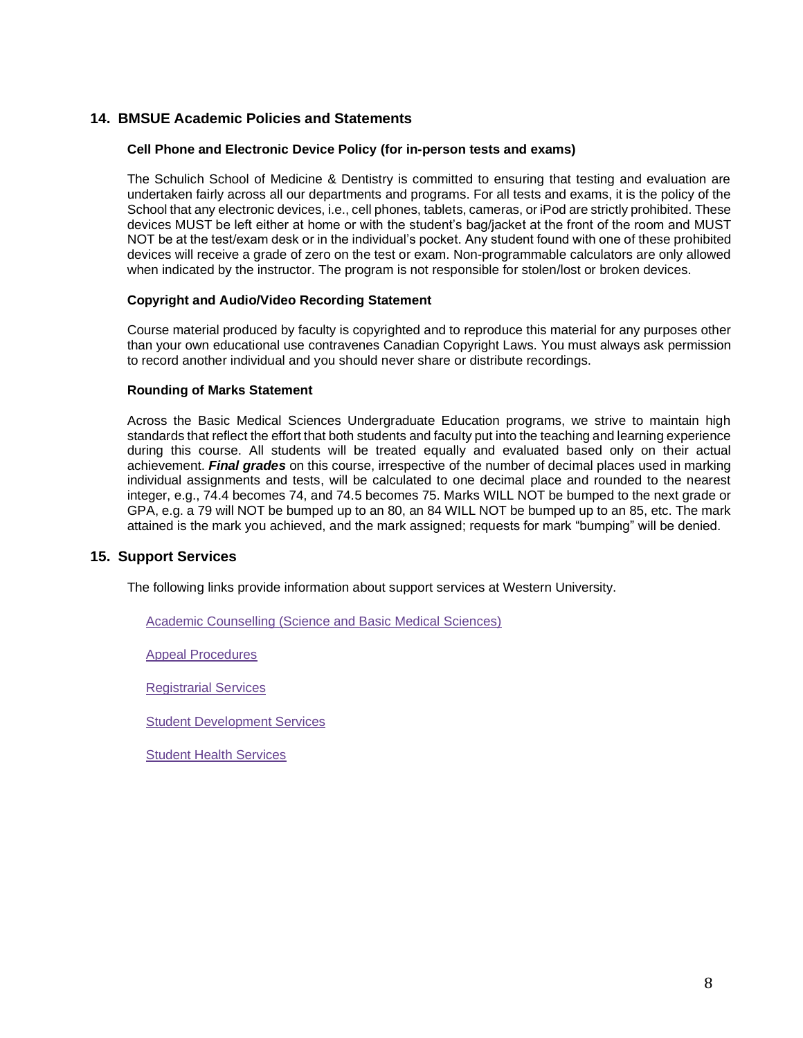## 14. BMSUE Academic Policies and Statements

### Cell Phone and Electronic Device Policy (for in-person tests and exams)

The Schulich School of Medicine & Dentistry is committed to ensuring that testing and evaluation are undertaken fairly across all our departments and programs. For all tests and exams, it is the policy of the School that any electronic devices, i.e., cell phones, tablets, cameras, or iPod are strictly prohibited. These devices MUST be left either at home or with the student's bag/jacket at the front of the room and MUST NOT be at the test/exam desk or in the individual's pocket. Any student found with one of these prohibited devices will receive a grade of zero on the test or exam. Non-programmable calculators are only allowed when indicated by the instructor. The program is not responsible for stolen/lost or broken devices.

### Copyright and Audio/Video Recording Statement

Course material produced by faculty is copyrighted and to reproduce this material for any purposes other than your own educational use contravenes Canadian Copyright Laws. You must always ask permission to record another individual and you should never share or distribute recordings.

### Rounding of Marks Statement

Across the Basic Medical Sciences Undergraduate Education programs, we strive to maintain high standards that reflect the effort that both students and faculty put into the teaching and learning experience during this course. All students will be treated equally and evaluated based only on their actual achievement. ***Final grades*** on this course, irrespective of the number of decimal places used in marking individual assignments and tests, will be calculated to one decimal place and rounded to the nearest integer, e.g., 74.4 becomes 74, and 74.5 becomes 75. Marks WILL NOT be bumped to the next grade or GPA, e.g. a 79 will NOT be bumped up to an 80, an 84 WILL NOT be bumped up to an 85, etc. The mark attained is the mark you achieved, and the mark assigned; requests for mark "bumping" will be denied.

## 15. Support Services

The following links provide information about support services at Western University.

Academic Counselling (Science and Basic Medical Sciences)

Appeal Procedures

Registrarial Services

Student Development Services

Student Health Services